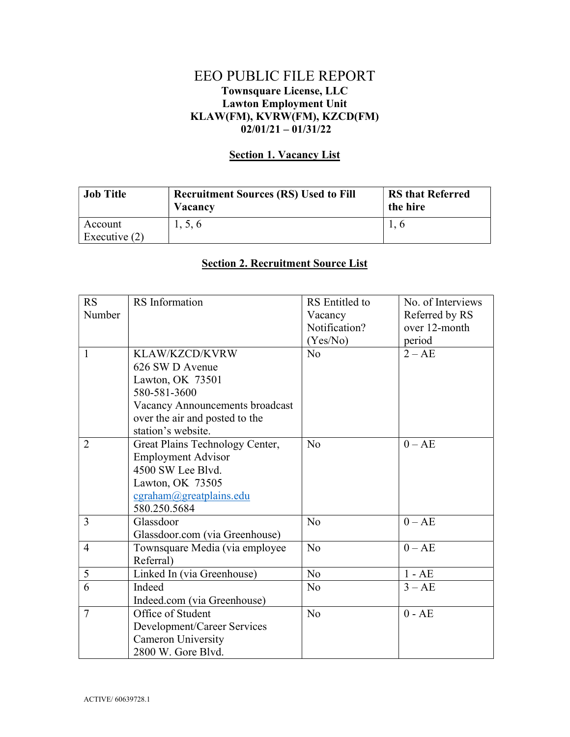# EEO PUBLIC FILE REPORT

**Townsquare License, LLC**
**Lawton Employment Unit**
**KLAW(FM), KVRW(FM), KZCD(FM)**
**02/01/21 – 01/31/22**

## Section 1. Vacancy List

| Job Title | Recruitment Sources (RS) Used to Fill Vacancy | RS that Referred the hire |
|---|---|---|
| Account Executive (2) | 1, 5, 6 | 1, 6 |

## Section 2. Recruitment Source List

| RS Number | RS Information | RS Entitled to Vacancy Notification? (Yes/No) | No. of Interviews Referred by RS over 12-month period |
|---|---|---|---|
| 1 | KLAW/KZCD/KVRW<br>626 SW D Avenue<br>Lawton, OK 73501<br>580-581-3600<br>Vacancy Announcements broadcast over the air and posted to the station's website. | No | 2 – AE |
| 2 | Great Plains Technology Center, Employment Advisor<br>4500 SW Lee Blvd.<br>Lawton, OK 73505<br>cgraham@greatplains.edu<br>580.250.5684 | No | 0 – AE |
| 3 | Glassdoor<br>Glassdoor.com (via Greenhouse) | No | 0 – AE |
| 4 | Townsquare Media (via employee Referral) | No | 0 – AE |
| 5 | Linked In (via Greenhouse) | No | 1 - AE |
| 6 | Indeed<br>Indeed.com (via Greenhouse) | No | 3 – AE |
| 7 | Office of Student Development/Career Services<br>Cameron University<br>2800 W. Gore Blvd. | No | 0 - AE |

ACTIVE/ 60639728.1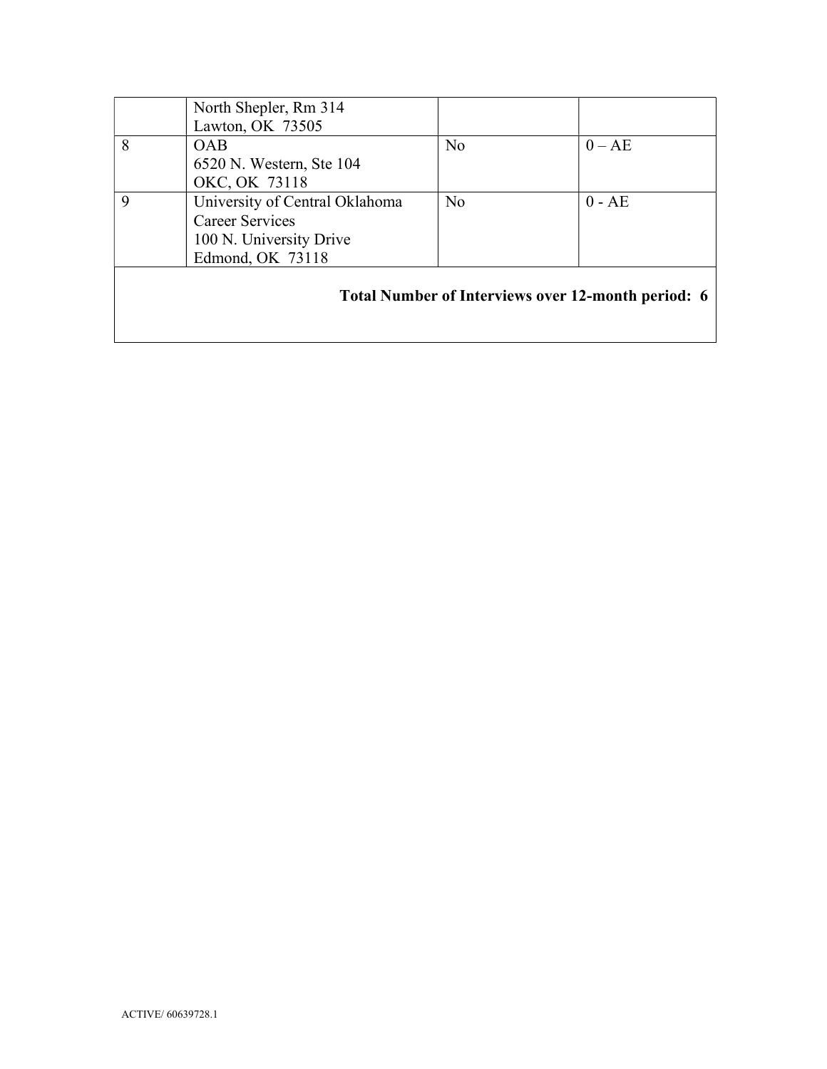| | | | |
|---|---|---|---|
| | North Shepler, Rm 314<br>Lawton, OK 73505 | | |
| 8 | OAB<br>6520 N. Western, Ste 104<br>OKC, OK 73118 | No | 0 – AE |
| 9 | University of Central Oklahoma<br>Career Services<br>100 N. University Drive<br>Edmond, OK 73118 | No | 0 - AE |
| **Total Number of Interviews over 12-month period: 6** | | | |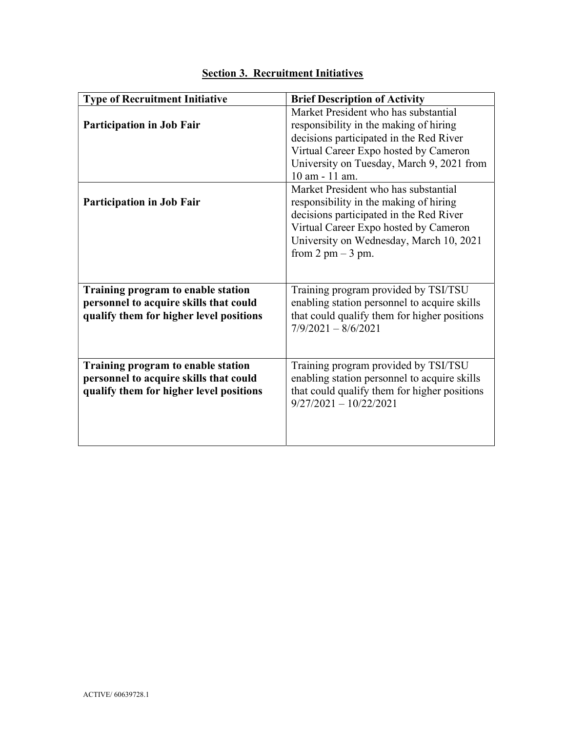**Section 3. Recruitment Initiatives**

| Type of Recruitment Initiative | Brief Description of Activity |
| --- | --- |
| **Participation in Job Fair** | Market President who has substantial responsibility in the making of hiring decisions participated in the Red River Virtual Career Expo hosted by Cameron University on Tuesday, March 9, 2021 from 10 am - 11 am. |
| **Participation in Job Fair** | Market President who has substantial responsibility in the making of hiring decisions participated in the Red River Virtual Career Expo hosted by Cameron University on Wednesday, March 10, 2021 from 2 pm – 3 pm. |
| **Training program to enable station personnel to acquire skills that could qualify them for higher level positions** | Training program provided by TSI/TSU enabling station personnel to acquire skills that could qualify them for higher positions 7/9/2021 – 8/6/2021 |
| **Training program to enable station personnel to acquire skills that could qualify them for higher level positions** | Training program provided by TSI/TSU enabling station personnel to acquire skills that could qualify them for higher positions 9/27/2021 – 10/22/2021 |

ACTIVE/ 60639728.1